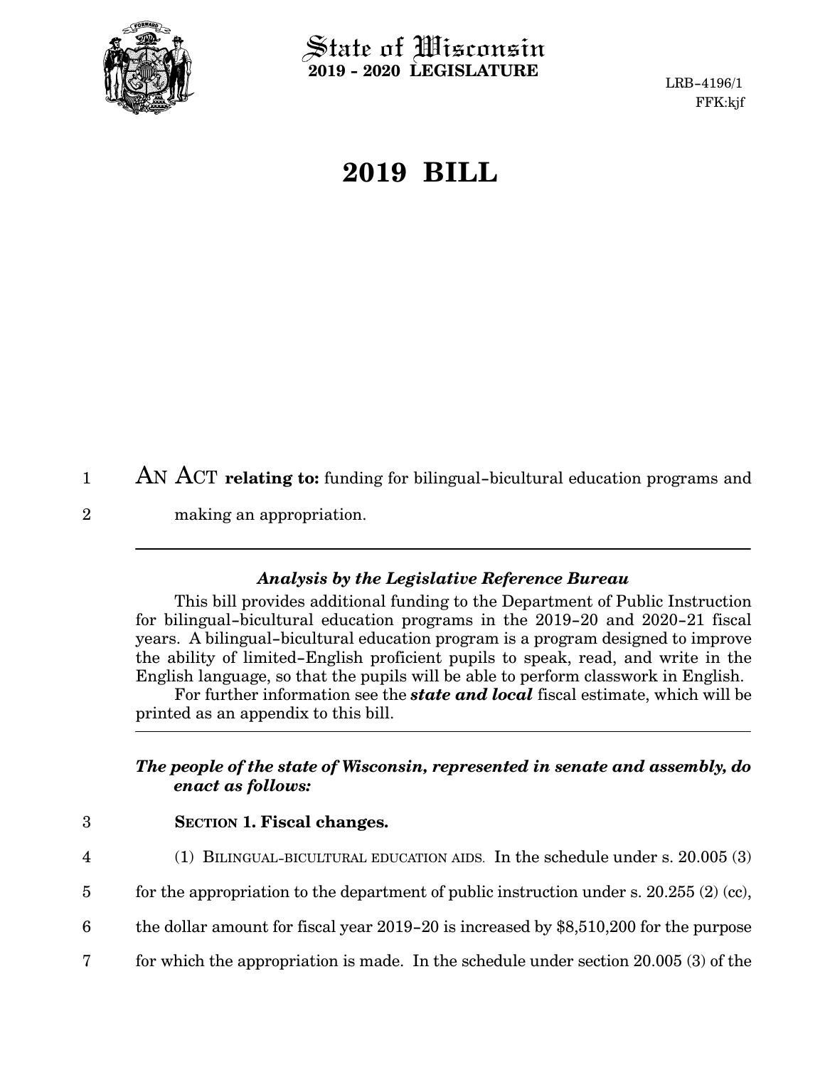State of Wisconsin
**2019 - 2020 LEGISLATURE**

LRB-4196/1
FFK:kjf

# 2019 BILL

AN ACT **relating to:** funding for bilingual-bicultural education programs and making an appropriation.

---

### *Analysis by the Legislative Reference Bureau*

This bill provides additional funding to the Department of Public Instruction for bilingual-bicultural education programs in the 2019-20 and 2020-21 fiscal years. A bilingual-bicultural education program is a program designed to improve the ability of limited-English proficient pupils to speak, read, and write in the English language, so that the pupils will be able to perform classwork in English.

For further information see the ***state and local*** fiscal estimate, which will be printed as an appendix to this bill.

---

***The people of the state of Wisconsin, represented in senate and assembly, do enact as follows:***

**SECTION 1. Fiscal changes.**

(1) BILINGUAL-BICULTURAL EDUCATION AIDS. In the schedule under s. 20.005 (3) for the appropriation to the department of public instruction under s. 20.255 (2) (cc), the dollar amount for fiscal year 2019-20 is increased by $8,510,200 for the purpose for which the appropriation is made. In the schedule under section 20.005 (3) of the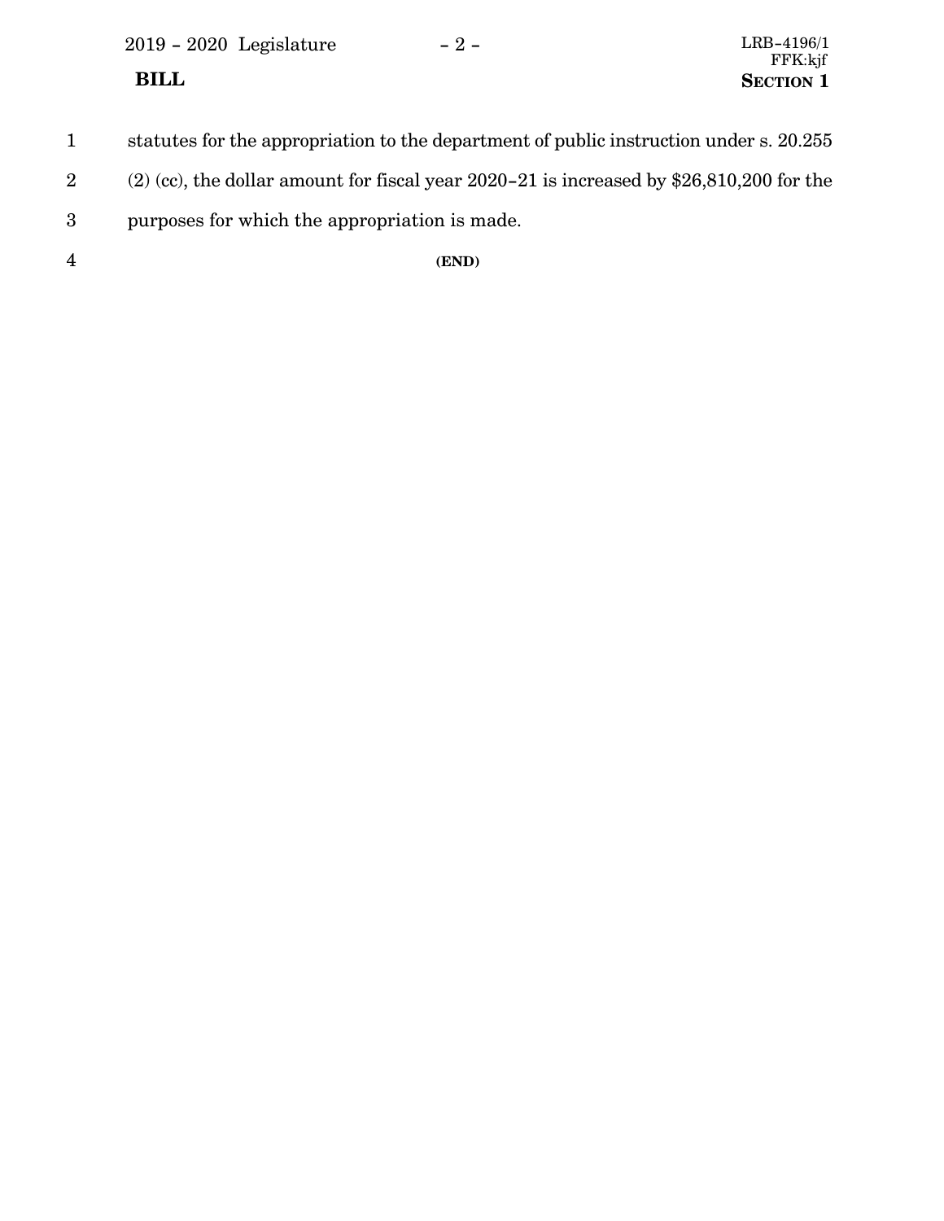statutes for the appropriation to the department of public instruction under s. 20.255 (2) (cc), the dollar amount for fiscal year 2020-21 is increased by $26,810,200 for the purposes for which the appropriation is made.

**(END)**